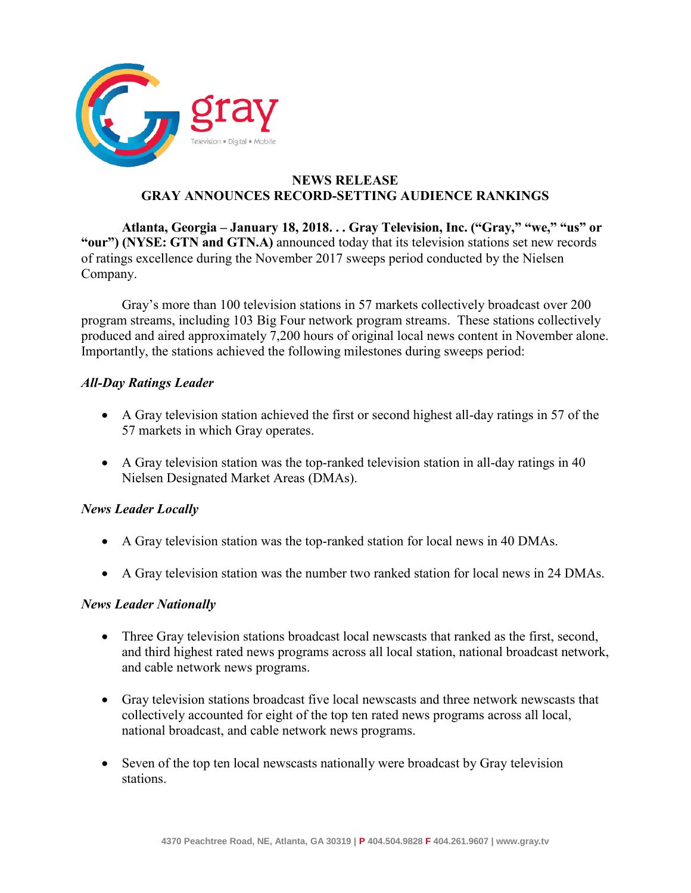# NEWS RELEASE
## GRAY ANNOUNCES RECORD-SETTING AUDIENCE RANKINGS

**Atlanta, Georgia – January 18, 2018. . . Gray Television, Inc. ("Gray," "we," "us" or "our") (NYSE: GTN and GTN.A)** announced today that its television stations set new records of ratings excellence during the November 2017 sweeps period conducted by the Nielsen Company.

Gray's more than 100 television stations in 57 markets collectively broadcast over 200 program streams, including 103 Big Four network program streams. These stations collectively produced and aired approximately 7,200 hours of original local news content in November alone. Importantly, the stations achieved the following milestones during sweeps period:

### *All-Day Ratings Leader*

- A Gray television station achieved the first or second highest all-day ratings in 57 of the 57 markets in which Gray operates.
- A Gray television station was the top-ranked television station in all-day ratings in 40 Nielsen Designated Market Areas (DMAs).

### *News Leader Locally*

- A Gray television station was the top-ranked station for local news in 40 DMAs.
- A Gray television station was the number two ranked station for local news in 24 DMAs.

### *News Leader Nationally*

- Three Gray television stations broadcast local newscasts that ranked as the first, second, and third highest rated news programs across all local station, national broadcast network, and cable network news programs.
- Gray television stations broadcast five local newscasts and three network newscasts that collectively accounted for eight of the top ten rated news programs across all local, national broadcast, and cable network news programs.
- Seven of the top ten local newscasts nationally were broadcast by Gray television stations.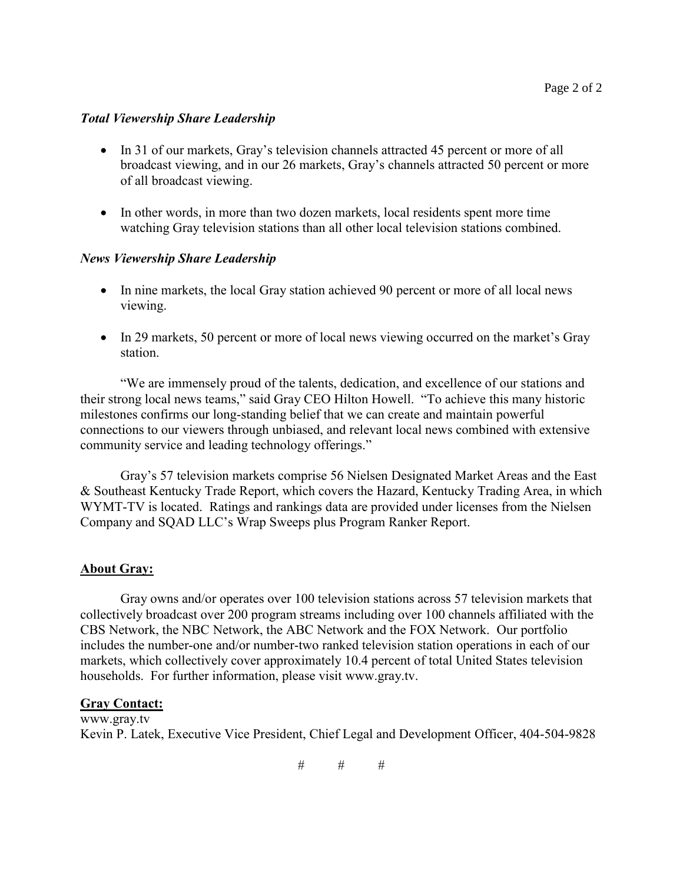***Total Viewership Share Leadership***

- In 31 of our markets, Gray's television channels attracted 45 percent or more of all broadcast viewing, and in our 26 markets, Gray's channels attracted 50 percent or more of all broadcast viewing.
- In other words, in more than two dozen markets, local residents spent more time watching Gray television stations than all other local television stations combined.

***News Viewership Share Leadership***

- In nine markets, the local Gray station achieved 90 percent or more of all local news viewing.
- In 29 markets, 50 percent or more of local news viewing occurred on the market's Gray station.

"We are immensely proud of the talents, dedication, and excellence of our stations and their strong local news teams," said Gray CEO Hilton Howell. "To achieve this many historic milestones confirms our long-standing belief that we can create and maintain powerful connections to our viewers through unbiased, and relevant local news combined with extensive community service and leading technology offerings."

Gray's 57 television markets comprise 56 Nielsen Designated Market Areas and the East & Southeast Kentucky Trade Report, which covers the Hazard, Kentucky Trading Area, in which WYMT-TV is located. Ratings and rankings data are provided under licenses from the Nielsen Company and SQAD LLC's Wrap Sweeps plus Program Ranker Report.

**About Gray:**

Gray owns and/or operates over 100 television stations across 57 television markets that collectively broadcast over 200 program streams including over 100 channels affiliated with the CBS Network, the NBC Network, the ABC Network and the FOX Network. Our portfolio includes the number-one and/or number-two ranked television station operations in each of our markets, which collectively cover approximately 10.4 percent of total United States television households. For further information, please visit www.gray.tv.

**Gray Contact:**

www.gray.tv
Kevin P. Latek, Executive Vice President, Chief Legal and Development Officer, 404-504-9828

\# # #